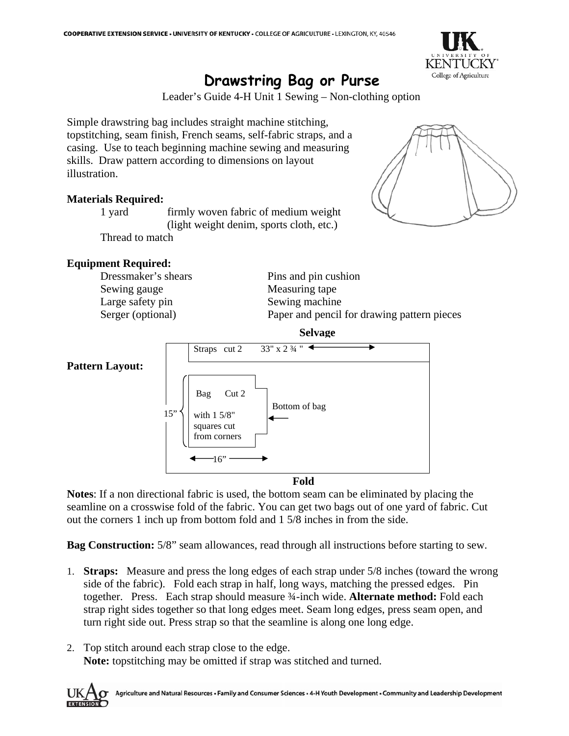COOPERATIVE EXTENSION SERVICE • UNIVERSITY OF KENTUCKY • COLLEGE OF AGRICULTURE • LEXINGTON, KY, 40546

# Drawstring Bag or Purse

Leader's Guide 4-H Unit 1 Sewing – Non-clothing option

Simple drawstring bag includes straight machine stitching, topstitching, seam finish, French seams, self-fabric straps, and a casing. Use to teach beginning machine sewing and measuring skills. Draw pattern according to dimensions on layout illustration.

**Materials Required:**

1 yard — firmly woven fabric of medium weight (light weight denim, sports cloth, etc.)

Thread to match

**Equipment Required:**

| | |
|---|---|
| Dressmaker's shears | Pins and pin cushion |
| Sewing gauge | Measuring tape |
| Large safety pin | Sewing machine |
| Serger (optional) | Paper and pencil for drawing pattern pieces |

**Pattern Layout:**

Selvage

Straps cut 2 33" x 2 ¾ "

Bag Cut 2 with 1 5/8" squares cut from corners

15”

16”

Bottom of bag

Fold

**Notes**: If a non directional fabric is used, the bottom seam can be eliminated by placing the seamline on a crosswise fold of the fabric. You can get two bags out of one yard of fabric. Cut out the corners 1 inch up from bottom fold and 1 5/8 inches in from the side.

**Bag Construction:** 5/8” seam allowances, read through all instructions before starting to sew.

1. **Straps:** Measure and press the long edges of each strap under 5/8 inches (toward the wrong side of the fabric). Fold each strap in half, long ways, matching the pressed edges. Pin together. Press. Each strap should measure ¾-inch wide. **Alternate method:** Fold each strap right sides together so that long edges meet. Seam long edges, press seam open, and turn right side out. Press strap so that the seamline is along one long edge.

2. Top stitch around each strap close to the edge.
   **Note:** topstitching may be omitted if strap was stitched and turned.

Agriculture and Natural Resources • Family and Consumer Sciences • 4-H Youth Development • Community and Leadership Development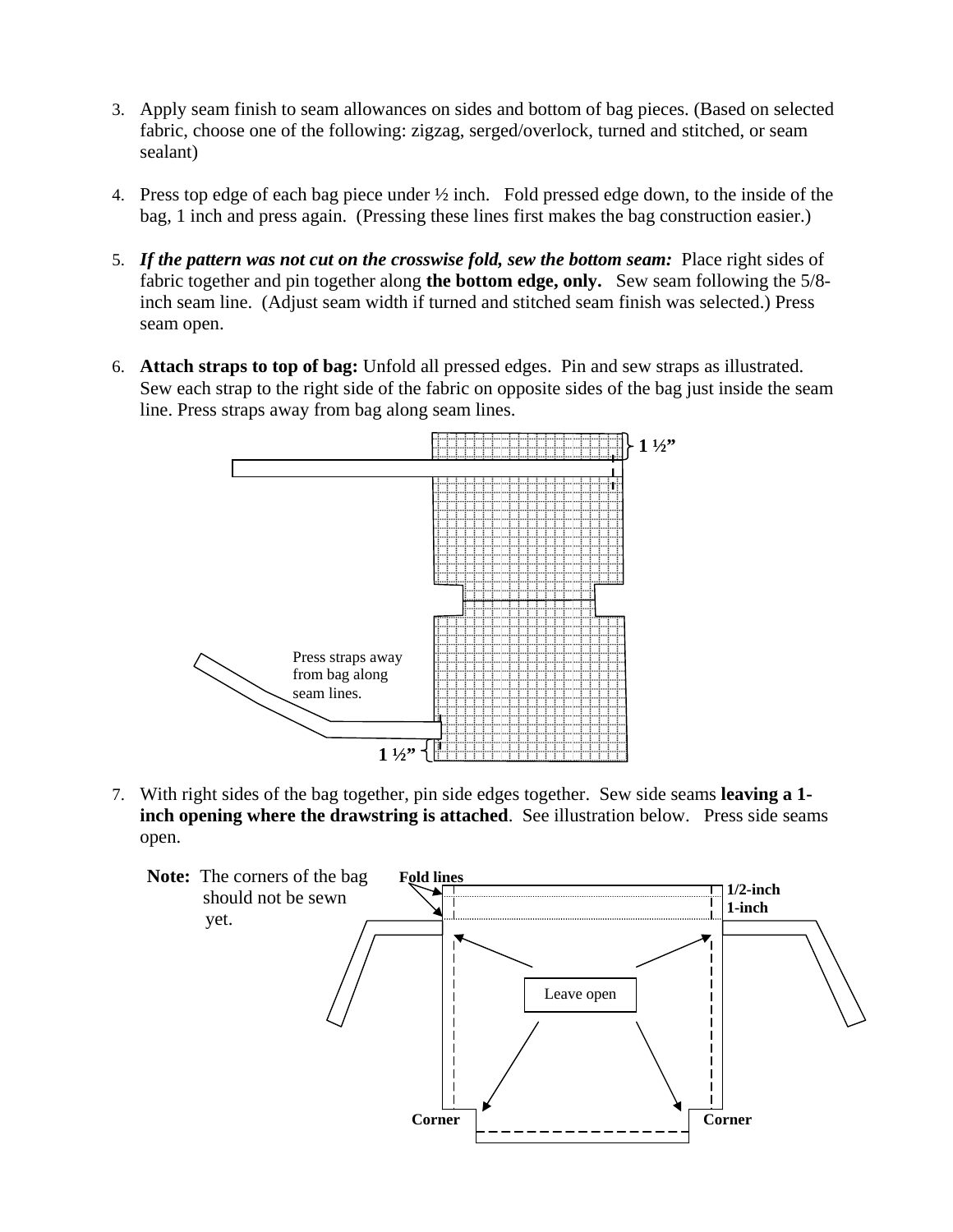3. Apply seam finish to seam allowances on sides and bottom of bag pieces. (Based on selected fabric, choose one of the following: zigzag, serged/overlock, turned and stitched, or seam sealant)

4. Press top edge of each bag piece under ½ inch. Fold pressed edge down, to the inside of the bag, 1 inch and press again. (Pressing these lines first makes the bag construction easier.)

5. ***If the pattern was not cut on the crosswise fold, sew the bottom seam:*** Place right sides of fabric together and pin together along **the bottom edge, only.** Sew seam following the 5/8-inch seam line. (Adjust seam width if turned and stitched seam finish was selected.) Press seam open.

6. **Attach straps to top of bag:** Unfold all pressed edges. Pin and sew straps as illustrated. Sew each strap to the right side of the fabric on opposite sides of the bag just inside the seam line. Press straps away from bag along seam lines.

1 ½”

Press straps away from bag along seam lines.

1 ½”

7. With right sides of the bag together, pin side edges together. Sew side seams **leaving a 1-inch opening where the drawstring is attached**. See illustration below. Press side seams open.

**Note:** The corners of the bag should not be sewn yet.

Fold lines

1/2-inch

1-inch

Leave open

Corner

Corner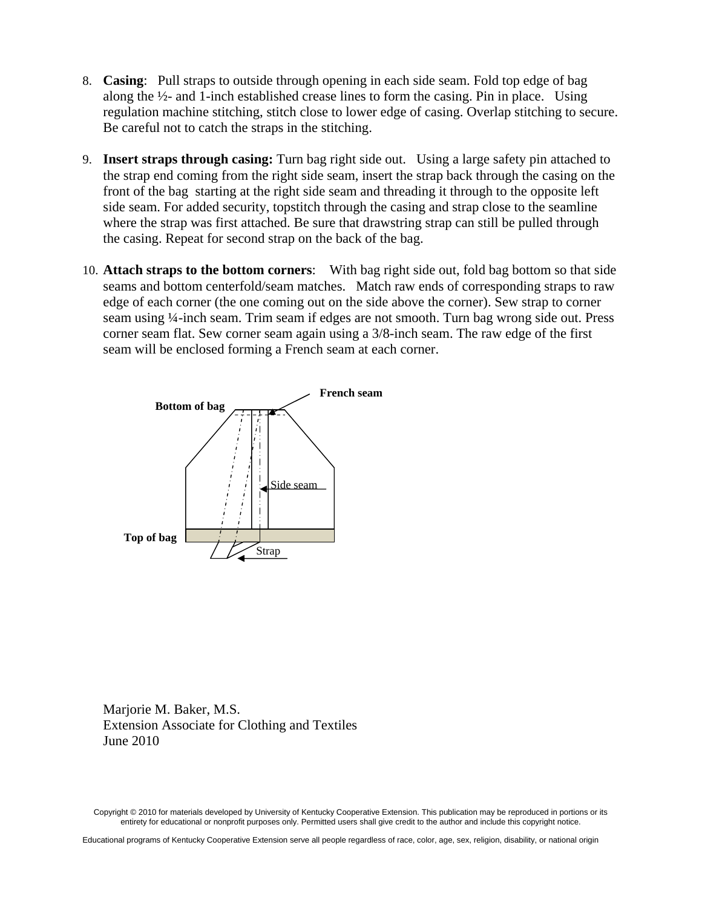8. **Casing**: Pull straps to outside through opening in each side seam. Fold top edge of bag along the ½- and 1-inch established crease lines to form the casing. Pin in place. Using regulation machine stitching, stitch close to lower edge of casing. Overlap stitching to secure. Be careful not to catch the straps in the stitching.

9. **Insert straps through casing:** Turn bag right side out. Using a large safety pin attached to the strap end coming from the right side seam, insert the strap back through the casing on the front of the bag starting at the right side seam and threading it through to the opposite left side seam. For added security, topstitch through the casing and strap close to the seamline where the strap was first attached. Be sure that drawstring strap can still be pulled through the casing. Repeat for second strap on the back of the bag.

10. **Attach straps to the bottom corners**: With bag right side out, fold bag bottom so that side seams and bottom centerfold/seam matches. Match raw ends of corresponding straps to raw edge of each corner (the one coming out on the side above the corner). Sew strap to corner seam using ¼-inch seam. Trim seam if edges are not smooth. Turn bag wrong side out. Press corner seam flat. Sew corner seam again using a 3/8-inch seam. The raw edge of the first seam will be enclosed forming a French seam at each corner.

French seam

Bottom of bag

Side seam

Top of bag

Strap

Marjorie M. Baker, M.S.
Extension Associate for Clothing and Textiles
June 2010

Copyright © 2010 for materials developed by University of Kentucky Cooperative Extension. This publication may be reproduced in portions or its entirety for educational or nonprofit purposes only. Permitted users shall give credit to the author and include this copyright notice.

Educational programs of Kentucky Cooperative Extension serve all people regardless of race, color, age, sex, religion, disability, or national origin